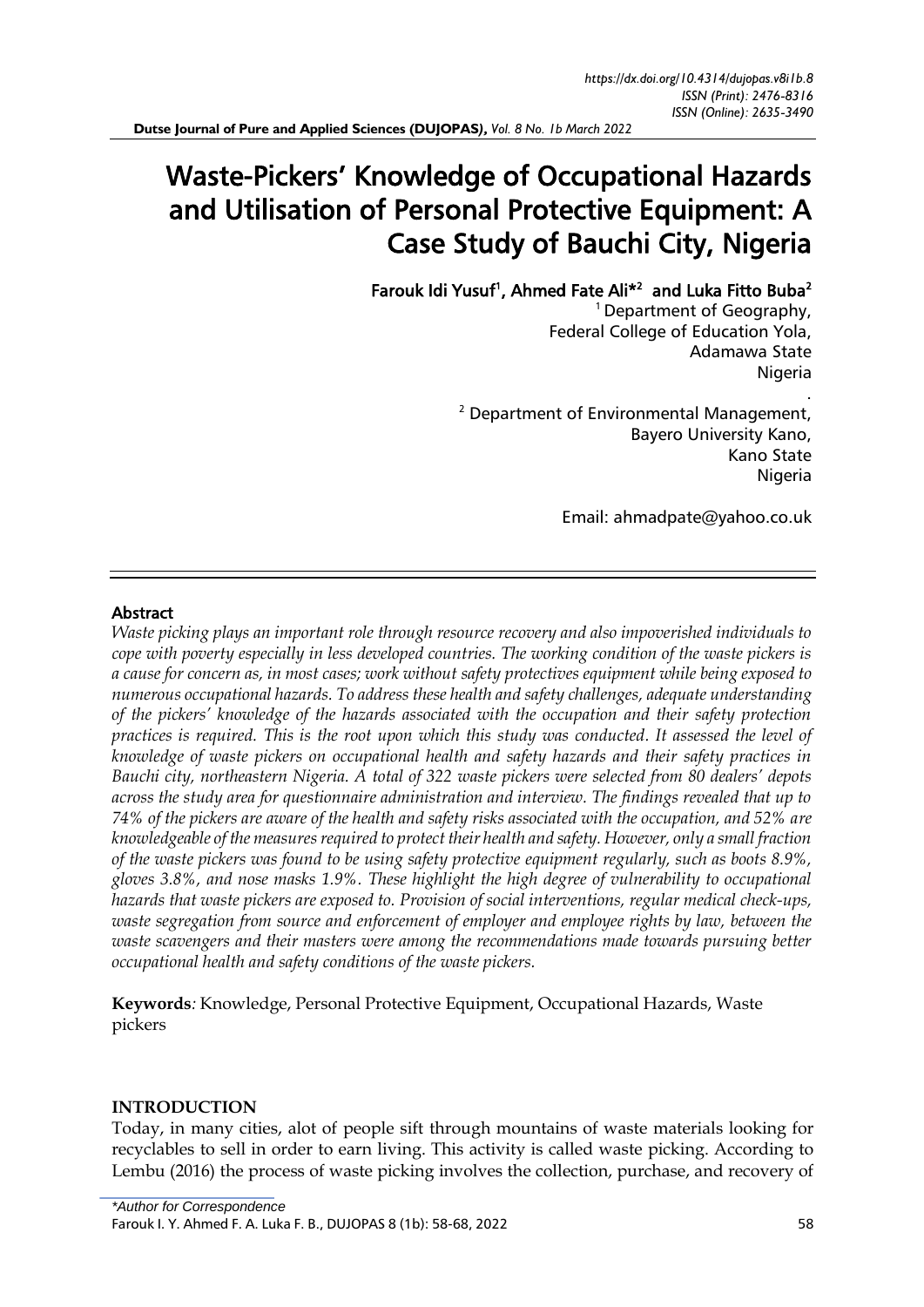# Waste-Pickers' Knowledge of Occupational Hazards and Utilisation of Personal Protective Equipment: A Case Study of Bauchi City, Nigeria

**Farouk Idi Yusuf[1], Ahmed Fate Ali*[2] and Luka Fitto Buba[2]**

[1] Department of Geography,
Federal College of Education Yola,
Adamawa State
Nigeria

[2] Department of Environmental Management,
Bayero University Kano,
Kano State
Nigeria

Email: ahmadpate@yahoo.co.uk

## Abstract

*Waste picking plays an important role through resource recovery and also impoverished individuals to cope with poverty especially in less developed countries. The working condition of the waste pickers is a cause for concern as, in most cases; work without safety protectives equipment while being exposed to numerous occupational hazards. To address these health and safety challenges, adequate understanding of the pickers' knowledge of the hazards associated with the occupation and their safety protection practices is required. This is the root upon which this study was conducted. It assessed the level of knowledge of waste pickers on occupational health and safety hazards and their safety practices in Bauchi city, northeastern Nigeria. A total of 322 waste pickers were selected from 80 dealers' depots across the study area for questionnaire administration and interview. The findings revealed that up to 74% of the pickers are aware of the health and safety risks associated with the occupation, and 52% are knowledgeable of the measures required to protect their health and safety. However, only a small fraction of the waste pickers was found to be using safety protective equipment regularly, such as boots 8.9%, gloves 3.8%, and nose masks 1.9%. These highlight the high degree of vulnerability to occupational hazards that waste pickers are exposed to. Provision of social interventions, regular medical check-ups, waste segregation from source and enforcement of employer and employee rights by law, between the waste scavengers and their masters were among the recommendations made towards pursuing better occupational health and safety conditions of the waste pickers.*

**Keywords**: Knowledge, Personal Protective Equipment, Occupational Hazards, Waste pickers

## INTRODUCTION

Today, in many cities, alot of people sift through mountains of waste materials looking for recyclables to sell in order to earn living. This activity is called waste picking. According to Lembu (2016) the process of waste picking involves the collection, purchase, and recovery of

*Author for Correspondence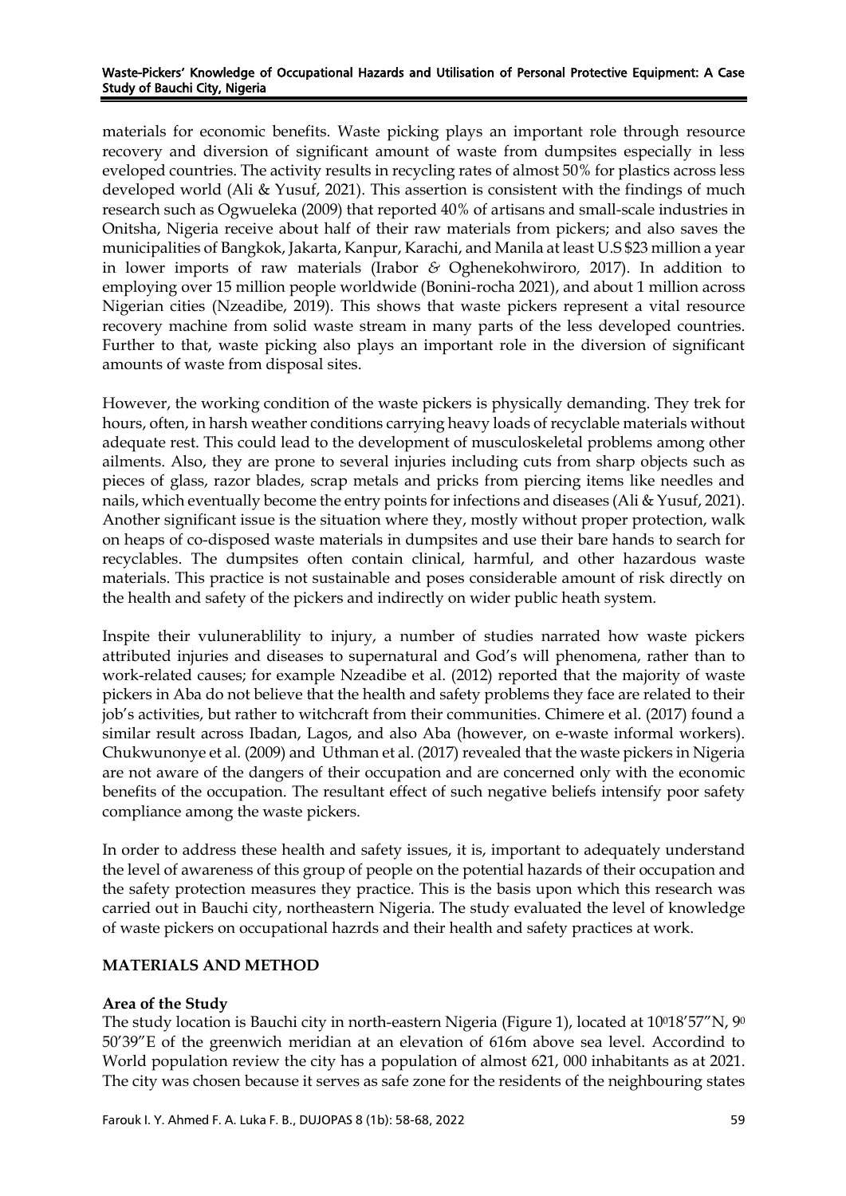materials for economic benefits. Waste picking plays an important role through resource recovery and diversion of significant amount of waste from dumpsites especially in less eveloped countries. The activity results in recycling rates of almost 50% for plastics across less developed world (Ali & Yusuf, 2021). This assertion is consistent with the findings of much research such as Ogwueleka (2009) that reported 40% of artisans and small-scale industries in Onitsha, Nigeria receive about half of their raw materials from pickers; and also saves the municipalities of Bangkok, Jakarta, Kanpur, Karachi, and Manila at least U.S $23 million a year in lower imports of raw materials (Irabor & Oghenekohwiroro, 2017). In addition to employing over 15 million people worldwide (Bonini-rocha 2021), and about 1 million across Nigerian cities (Nzeadibe, 2019). This shows that waste pickers represent a vital resource recovery machine from solid waste stream in many parts of the less developed countries. Further to that, waste picking also plays an important role in the diversion of significant amounts of waste from disposal sites.

However, the working condition of the waste pickers is physically demanding. They trek for hours, often, in harsh weather conditions carrying heavy loads of recyclable materials without adequate rest. This could lead to the development of musculoskeletal problems among other ailments. Also, they are prone to several injuries including cuts from sharp objects such as pieces of glass, razor blades, scrap metals and pricks from piercing items like needles and nails, which eventually become the entry points for infections and diseases (Ali & Yusuf, 2021). Another significant issue is the situation where they, mostly without proper protection, walk on heaps of co-disposed waste materials in dumpsites and use their bare hands to search for recyclables. The dumpsites often contain clinical, harmful, and other hazardous waste materials. This practice is not sustainable and poses considerable amount of risk directly on the health and safety of the pickers and indirectly on wider public heath system.

Inspite their vuluneráblility to injury, a number of studies narrated how waste pickers attributed injuries and diseases to supernatural and God's will phenomena, rather than to work-related causes; for example Nzeadibe et al. (2012) reported that the majority of waste pickers in Aba do not believe that the health and safety problems they face are related to their job's activities, but rather to witchcraft from their communities. Chimere et al. (2017) found a similar result across Ibadan, Lagos, and also Aba (however, on e-waste informal workers). Chukwunonye et al. (2009) and Uthman et al. (2017) revealed that the waste pickers in Nigeria are not aware of the dangers of their occupation and are concerned only with the economic benefits of the occupation. The resultant effect of such negative beliefs intensify poor safety compliance among the waste pickers.

In order to address these health and safety issues, it is, important to adequately understand the level of awareness of this group of people on the potential hazards of their occupation and the safety protection measures they practice. This is the basis upon which this research was carried out in Bauchi city, northeastern Nigeria. The study evaluated the level of knowledge of waste pickers on occupational hazrds and their health and safety practices at work.

## MATERIALS AND METHOD

### Area of the Study

The study location is Bauchi city in north-eastern Nigeria (Figure 1), located at $10^{0}18'57''$N, $9^{0}$ $50'39''$E of the greenwich meridian at an elevation of 616m above sea level. Accordind to World population review the city has a population of almost 621, 000 inhabitants as at 2021. The city was chosen because it serves as safe zone for the residents of the neighbouring states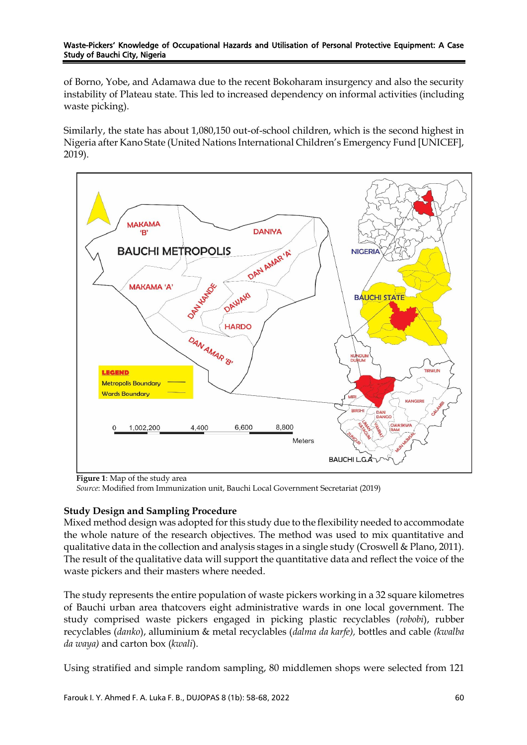of Borno, Yobe, and Adamawa due to the recent Bokoharam insurgency and also the security instability of Plateau state. This led to increased dependency on informal activities (including waste picking).

Similarly, the state has about 1,080,150 out-of-school children, which is the second highest in Nigeria after Kano State (United Nations International Children's Emergency Fund [UNICEF], 2019).

**Figure 1**: Map of the study area
*Source*: Modified from Immunization unit, Bauchi Local Government Secretariat (2019)

### Study Design and Sampling Procedure

Mixed method design was adopted for this study due to the flexibility needed to accommodate the whole nature of the research objectives. The method was used to mix quantitative and qualitative data in the collection and analysis stages in a single study (Croswell & Plano, 2011). The result of the qualitative data will support the quantitative data and reflect the voice of the waste pickers and their masters where needed.

The study represents the entire population of waste pickers working in a 32 square kilometres of Bauchi urban area thatcovers eight administrative wards in one local government. The study comprised waste pickers engaged in picking plastic recyclables (*robobi*), rubber recyclables (*danko*), alluminium & metal recyclables (*dalma da karfe),* bottles and cable *(kwalba da waya)* and carton box (*kwali*).

Using stratified and simple random sampling, 80 middlemen shops were selected from 121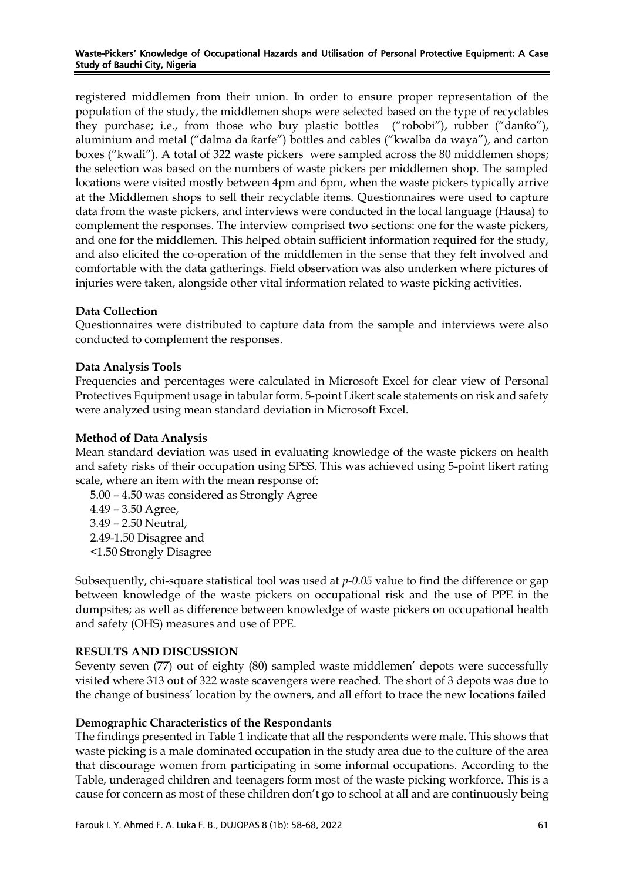registered middlemen from their union. In order to ensure proper representation of the population of the study, the middlemen shops were selected based on the type of recyclables they purchase; i.e., from those who buy plastic bottles ("robobi"), rubber ("danƙo"), aluminium and metal ("dalma da ƙarfe") bottles and cables ("kwalba da waya"), and carton boxes ("kwali"). A total of 322 waste pickers were sampled across the 80 middlemen shops; the selection was based on the numbers of waste pickers per middlemen shop. The sampled locations were visited mostly between 4pm and 6pm, when the waste pickers typically arrive at the Middlemen shops to sell their recyclable items. Questionnaires were used to capture data from the waste pickers, and interviews were conducted in the local language (Hausa) to complement the responses. The interview comprised two sections: one for the waste pickers, and one for the middlemen. This helped obtain sufficient information required for the study, and also elicited the co-operation of the middlemen in the sense that they felt involved and comfortable with the data gatherings. Field observation was also underken where pictures of injuries were taken, alongside other vital information related to waste picking activities.

**Data Collection**

Questionnaires were distributed to capture data from the sample and interviews were also conducted to complement the responses.

**Data Analysis Tools**

Frequencies and percentages were calculated in Microsoft Excel for clear view of Personal Protectives Equipment usage in tabular form. 5-point Likert scale statements on risk and safety were analyzed using mean standard deviation in Microsoft Excel.

**Method of Data Analysis**

Mean standard deviation was used in evaluating knowledge of the waste pickers on health and safety risks of their occupation using SPSS. This was achieved using 5-point likert rating scale, where an item with the mean response of:

5.00 – 4.50 was considered as Strongly Agree
4.49 – 3.50 Agree,
3.49 – 2.50 Neutral,
2.49-1.50 Disagree and
<1.50 Strongly Disagree

Subsequently, chi-square statistical tool was used at *p-0.05* value to find the difference or gap between knowledge of the waste pickers on occupational risk and the use of PPE in the dumpsites; as well as difference between knowledge of waste pickers on occupational health and safety (OHS) measures and use of PPE.

**RESULTS AND DISCUSSION**

Seventy seven (77) out of eighty (80) sampled waste middlemen' depots were successfully visited where 313 out of 322 waste scavengers were reached. The short of 3 depots was due to the change of business' location by the owners, and all effort to trace the new locations failed

**Demographic Characteristics of the Respondants**

The findings presented in Table 1 indicate that all the respondents were male. This shows that waste picking is a male dominated occupation in the study area due to the culture of the area that discourage women from participating in some informal occupations. According to the Table, underaged children and teenagers form most of the waste picking workforce. This is a cause for concern as most of these children don't go to school at all and are continuously being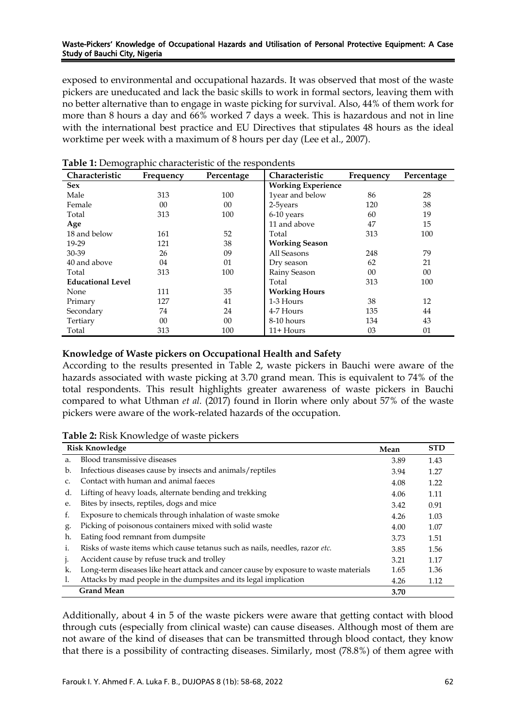exposed to environmental and occupational hazards. It was observed that most of the waste pickers are uneducated and lack the basic skills to work in formal sectors, leaving them with no better alternative than to engage in waste picking for survival. Also, 44% of them work for more than 8 hours a day and 66% worked 7 days a week. This is hazardous and not in line with the international best practice and EU Directives that stipulates 48 hours as the ideal worktime per week with a maximum of 8 hours per day (Lee et al., 2007).

**Table 1:** Demographic characteristic of the respondents

| Characteristic | Frequency | Percentage | Characteristic | Frequency | Percentage |
|---|---|---|---|---|---|
| **Sex** | | | **Working Experience** | | |
| Male | 313 | 100 | 1year and below | 86 | 28 |
| Female | 00 | 00 | 2-5years | 120 | 38 |
| Total | 313 | 100 | 6-10 years | 60 | 19 |
| **Age** | | | 11 and above | 47 | 15 |
| 18 and below | 161 | 52 | Total | 313 | 100 |
| 19-29 | 121 | 38 | **Working Season** | | |
| 30-39 | 26 | 09 | All Seasons | 248 | 79 |
| 40 and above | 04 | 01 | Dry season | 62 | 21 |
| Total | 313 | 100 | Rainy Season | 00 | 00 |
| **Educational Level** | | | Total | 313 | 100 |
| None | 111 | 35 | **Working Hours** | | |
| Primary | 127 | 41 | 1-3 Hours | 38 | 12 |
| Secondary | 74 | 24 | 4-7 Hours | 135 | 44 |
| Tertiary | 00 | 00 | 8-10 hours | 134 | 43 |
| Total | 313 | 100 | 11+ Hours | 03 | 01 |

**Knowledge of Waste pickers on Occupational Health and Safety**

According to the results presented in Table 2, waste pickers in Bauchi were aware of the hazards associated with waste picking at 3.70 grand mean. This is equivalent to 74% of the total respondents. This result highlights greater awareness of waste pickers in Bauchi compared to what Uthman *et al.* (2017) found in Ilorin where only about 57% of the waste pickers were aware of the work-related hazards of the occupation.

**Table 2:** Risk Knowledge of waste pickers

| | Risk Knowledge | Mean | STD |
|---|---|---|---|
| a. | Blood transmissive diseases | 3.89 | 1.43 |
| b. | Infectious diseases cause by insects and animals/reptiles | 3.94 | 1.27 |
| c. | Contact with human and animal faeces | 4.08 | 1.22 |
| d. | Lifting of heavy loads, alternate bending and trekking | 4.06 | 1.11 |
| e. | Bites by insects, reptiles, dogs and mice | 3.42 | 0.91 |
| f. | Exposure to chemicals through inhalation of waste smoke | 4.26 | 1.03 |
| g. | Picking of poisonous containers mixed with solid waste | 4.00 | 1.07 |
| h. | Eating food remnant from dumpsite | 3.73 | 1.51 |
| i. | Risks of waste items which cause tetanus such as nails, needles, razor *etc.* | 3.85 | 1.56 |
| j. | Accident cause by refuse truck and trolley | 3.21 | 1.17 |
| k. | Long-term diseases like heart attack and cancer cause by exposure to waste materials | 1.65 | 1.36 |
| l. | Attacks by mad people in the dumpsites and its legal implication | 4.26 | 1.12 |
| | **Grand Mean** | **3.70** | |

Additionally, about 4 in 5 of the waste pickers were aware that getting contact with blood through cuts (especially from clinical waste) can cause diseases. Although most of them are not aware of the kind of diseases that can be transmitted through blood contact, they know that there is a possibility of contracting diseases. Similarly, most (78.8%) of them agree with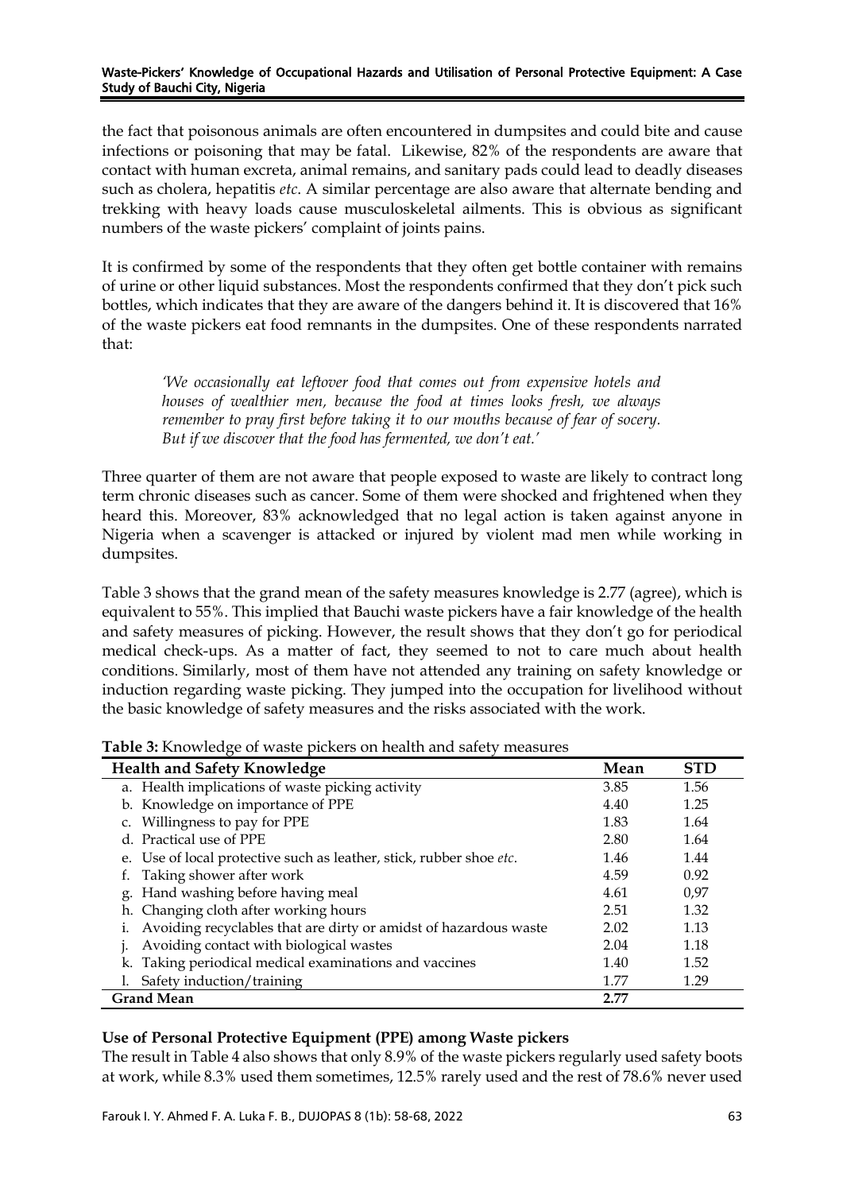the fact that poisonous animals are often encountered in dumpsites and could bite and cause infections or poisoning that may be fatal. Likewise, 82% of the respondents are aware that contact with human excreta, animal remains, and sanitary pads could lead to deadly diseases such as cholera, hepatitis *etc*. A similar percentage are also aware that alternate bending and trekking with heavy loads cause musculoskeletal ailments. This is obvious as significant numbers of the waste pickers' complaint of joints pains.

It is confirmed by some of the respondents that they often get bottle container with remains of urine or other liquid substances. Most the respondents confirmed that they don't pick such bottles, which indicates that they are aware of the dangers behind it. It is discovered that 16% of the waste pickers eat food remnants in the dumpsites. One of these respondents narrated that:

> *'We occasionally eat leftover food that comes out from expensive hotels and houses of wealthier men, because the food at times looks fresh, we always remember to pray first before taking it to our mouths because of fear of socery. But if we discover that the food has fermented, we don't eat.'*

Three quarter of them are not aware that people exposed to waste are likely to contract long term chronic diseases such as cancer. Some of them were shocked and frightened when they heard this. Moreover, 83% acknowledged that no legal action is taken against anyone in Nigeria when a scavenger is attacked or injured by violent mad men while working in dumpsites.

Table 3 shows that the grand mean of the safety measures knowledge is 2.77 (agree), which is equivalent to 55%. This implied that Bauchi waste pickers have a fair knowledge of the health and safety measures of picking. However, the result shows that they don't go for periodical medical check-ups. As a matter of fact, they seemed to not to care much about health conditions. Similarly, most of them have not attended any training on safety knowledge or induction regarding waste picking. They jumped into the occupation for livelihood without the basic knowledge of safety measures and the risks associated with the work.

**Table 3:** Knowledge of waste pickers on health and safety measures

| Health and Safety Knowledge | Mean | STD |
|---|---|---|
| a. Health implications of waste picking activity | 3.85 | 1.56 |
| b. Knowledge on importance of PPE | 4.40 | 1.25 |
| c. Willingness to pay for PPE | 1.83 | 1.64 |
| d. Practical use of PPE | 2.80 | 1.64 |
| e. Use of local protective such as leather, stick, rubber shoe *etc*. | 1.46 | 1.44 |
| f. Taking shower after work | 4.59 | 0.92 |
| g. Hand washing before having meal | 4.61 | 0,97 |
| h. Changing cloth after working hours | 2.51 | 1.32 |
| i. Avoiding recyclables that are dirty or amidst of hazardous waste | 2.02 | 1.13 |
| j. Avoiding contact with biological wastes | 2.04 | 1.18 |
| k. Taking periodical medical examinations and vaccines | 1.40 | 1.52 |
| l. Safety induction/training | 1.77 | 1.29 |
| **Grand Mean** | **2.77** | |

### Use of Personal Protective Equipment (PPE) among Waste pickers

The result in Table 4 also shows that only 8.9% of the waste pickers regularly used safety boots at work, while 8.3% used them sometimes, 12.5% rarely used and the rest of 78.6% never used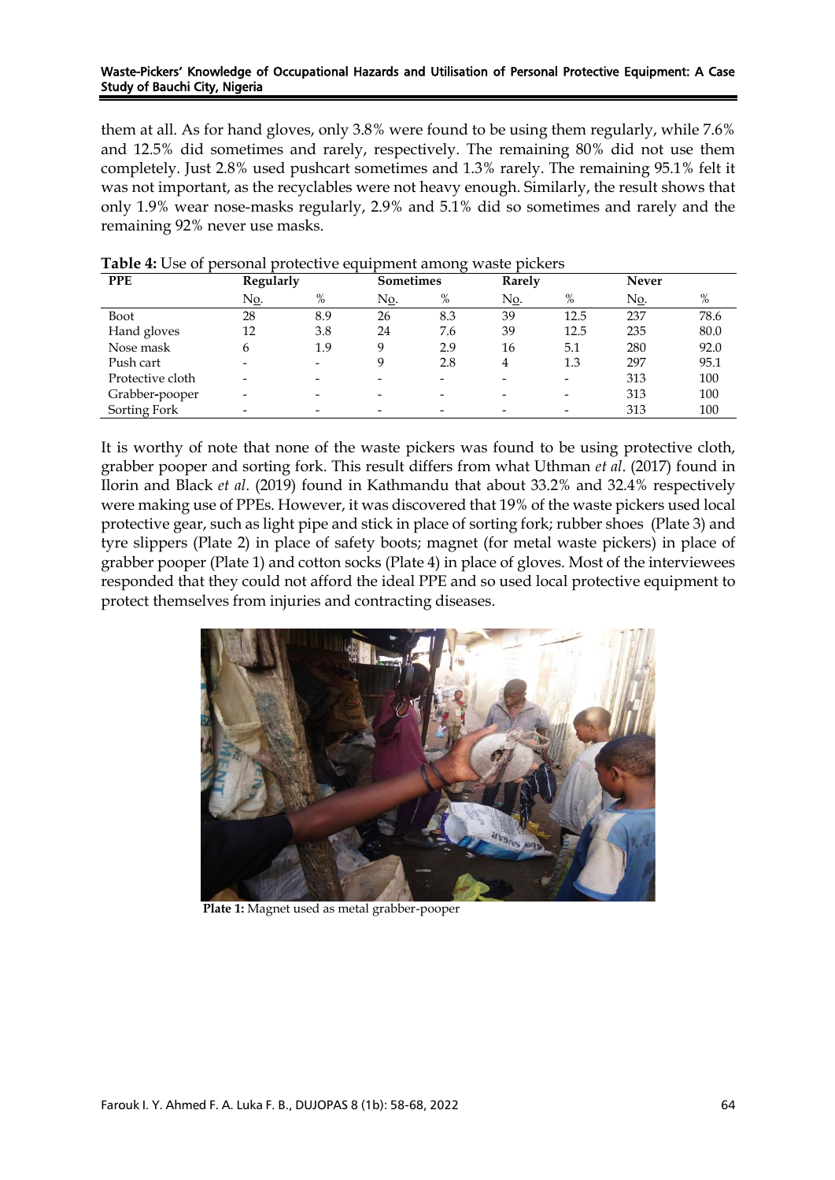them at all. As for hand gloves, only 3.8% were found to be using them regularly, while 7.6% and 12.5% did sometimes and rarely, respectively. The remaining 80% did not use them completely. Just 2.8% used pushcart sometimes and 1.3% rarely. The remaining 95.1% felt it was not important, as the recyclables were not heavy enough. Similarly, the result shows that only 1.9% wear nose-masks regularly, 2.9% and 5.1% did so sometimes and rarely and the remaining 92% never use masks.

**Table 4:** Use of personal protective equipment among waste pickers

| PPE | Regularly | | Sometimes | | Rarely | | Never | |
|---|---|---|---|---|---|---|---|---|
| | No. | % | No. | % | No. | % | No. | % |
| Boot | 28 | 8.9 | 26 | 8.3 | 39 | 12.5 | 237 | 78.6 |
| Hand gloves | 12 | 3.8 | 24 | 7.6 | 39 | 12.5 | 235 | 80.0 |
| Nose mask | 6 | 1.9 | 9 | 2.9 | 16 | 5.1 | 280 | 92.0 |
| Push cart | - | - | 9 | 2.8 | 4 | 1.3 | 297 | 95.1 |
| Protective cloth | - | - | - | - | - | - | 313 | 100 |
| Grabber-pooper | - | - | - | - | - | - | 313 | 100 |
| Sorting Fork | - | - | - | - | - | - | 313 | 100 |

It is worthy of note that none of the waste pickers was found to be using protective cloth, grabber pooper and sorting fork. This result differs from what Uthman *et al*. (2017) found in Ilorin and Black *et al*. (2019) found in Kathmandu that about 33.2% and 32.4% respectively were making use of PPEs. However, it was discovered that 19% of the waste pickers used local protective gear, such as light pipe and stick in place of sorting fork; rubber shoes (Plate 3) and tyre slippers (Plate 2) in place of safety boots; magnet (for metal waste pickers) in place of grabber pooper (Plate 1) and cotton socks (Plate 4) in place of gloves. Most of the interviewees responded that they could not afford the ideal PPE and so used local protective equipment to protect themselves from injuries and contracting diseases.

**Plate 1:** Magnet used as metal grabber-pooper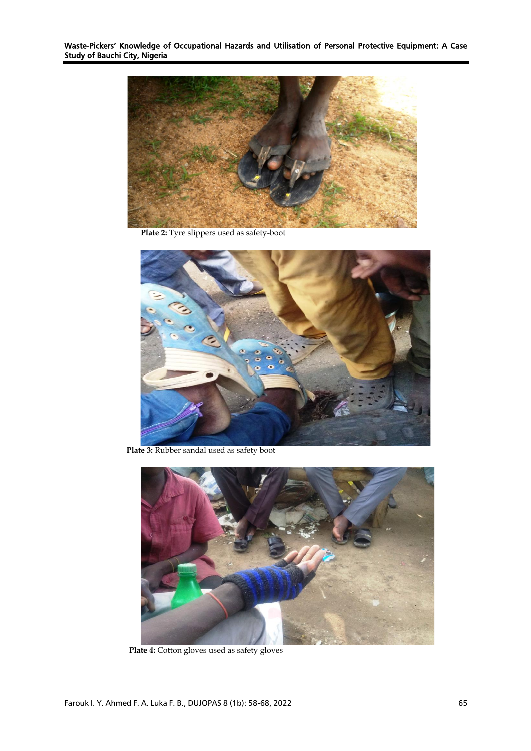**Plate 2:** Tyre slippers used as safety-boot

**Plate 3:** Rubber sandal used as safety boot

**Plate 4:** Cotton gloves used as safety gloves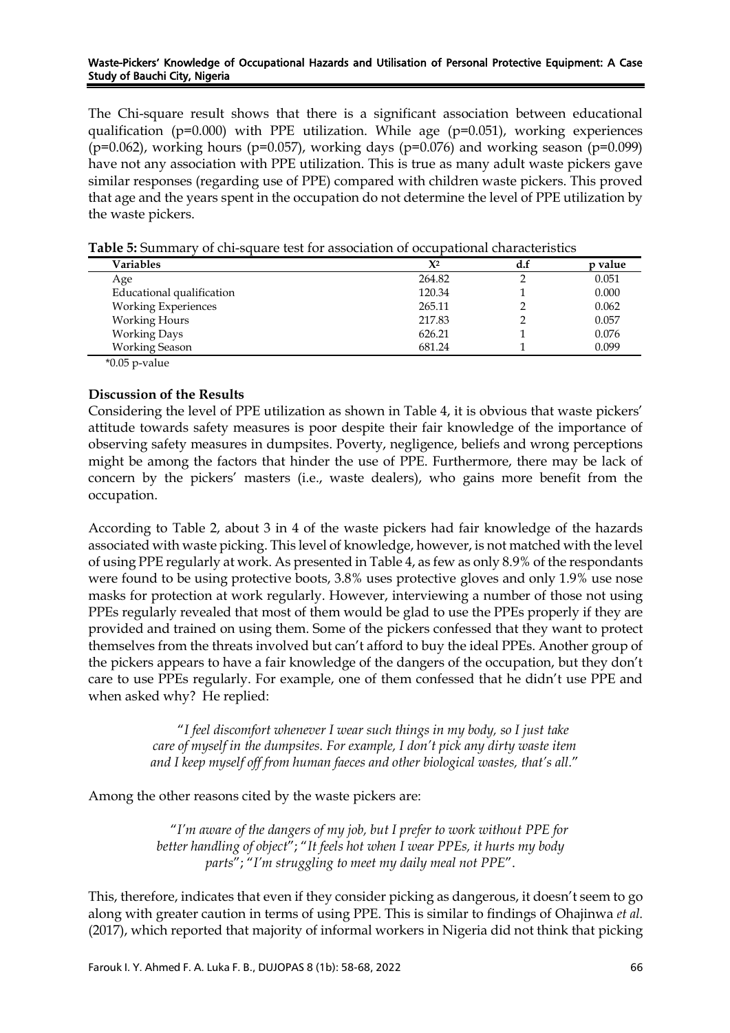The Chi-square result shows that there is a significant association between educational qualification (p=0.000) with PPE utilization. While age (p=0.051), working experiences (p=0.062), working hours (p=0.057), working days (p=0.076) and working season (p=0.099) have not any association with PPE utilization. This is true as many adult waste pickers gave similar responses (regarding use of PPE) compared with children waste pickers. This proved that age and the years spent in the occupation do not determine the level of PPE utilization by the waste pickers.

**Table 5:** Summary of chi-square test for association of occupational characteristics

| Variables | $X^2$ | d.f | p value |
|---|---|---|---|
| Age | 264.82 | 2 | 0.051 |
| Educational qualification | 120.34 | 1 | 0.000 |
| Working Experiences | 265.11 | 2 | 0.062 |
| Working Hours | 217.83 | 2 | 0.057 |
| Working Days | 626.21 | 1 | 0.076 |
| Working Season | 681.24 | 1 | 0.099 |

*0.05 p-value

**Discussion of the Results**

Considering the level of PPE utilization as shown in Table 4, it is obvious that waste pickers' attitude towards safety measures is poor despite their fair knowledge of the importance of observing safety measures in dumpsites. Poverty, negligence, beliefs and wrong perceptions might be among the factors that hinder the use of PPE. Furthermore, there may be lack of concern by the pickers' masters (i.e., waste dealers), who gains more benefit from the occupation.

According to Table 2, about 3 in 4 of the waste pickers had fair knowledge of the hazards associated with waste picking. This level of knowledge, however, is not matched with the level of using PPE regularly at work. As presented in Table 4, as few as only 8.9% of the respondants were found to be using protective boots, 3.8% uses protective gloves and only 1.9% use nose masks for protection at work regularly. However, interviewing a number of those not using PPEs regularly revealed that most of them would be glad to use the PPEs properly if they are provided and trained on using them. Some of the pickers confessed that they want to protect themselves from the threats involved but can't afford to buy the ideal PPEs. Another group of the pickers appears to have a fair knowledge of the dangers of the occupation, but they don't care to use PPEs regularly. For example, one of them confessed that he didn't use PPE and when asked why? He replied:

> "*I feel discomfort whenever I wear such things in my body, so I just take care of myself in the dumpsites. For example, I don't pick any dirty waste item and I keep myself off from human faeces and other biological wastes, that's all.*"

Among the other reasons cited by the waste pickers are:

> "*I'm aware of the dangers of my job, but I prefer to work without PPE for better handling of object*"; "*It feels hot when I wear PPEs, it hurts my body parts*"; "*I'm struggling to meet my daily meal not PPE*".

This, therefore, indicates that even if they consider picking as dangerous, it doesn't seem to go along with greater caution in terms of using PPE. This is similar to findings of Ohajinwa *et al.* (2017), which reported that majority of informal workers in Nigeria did not think that picking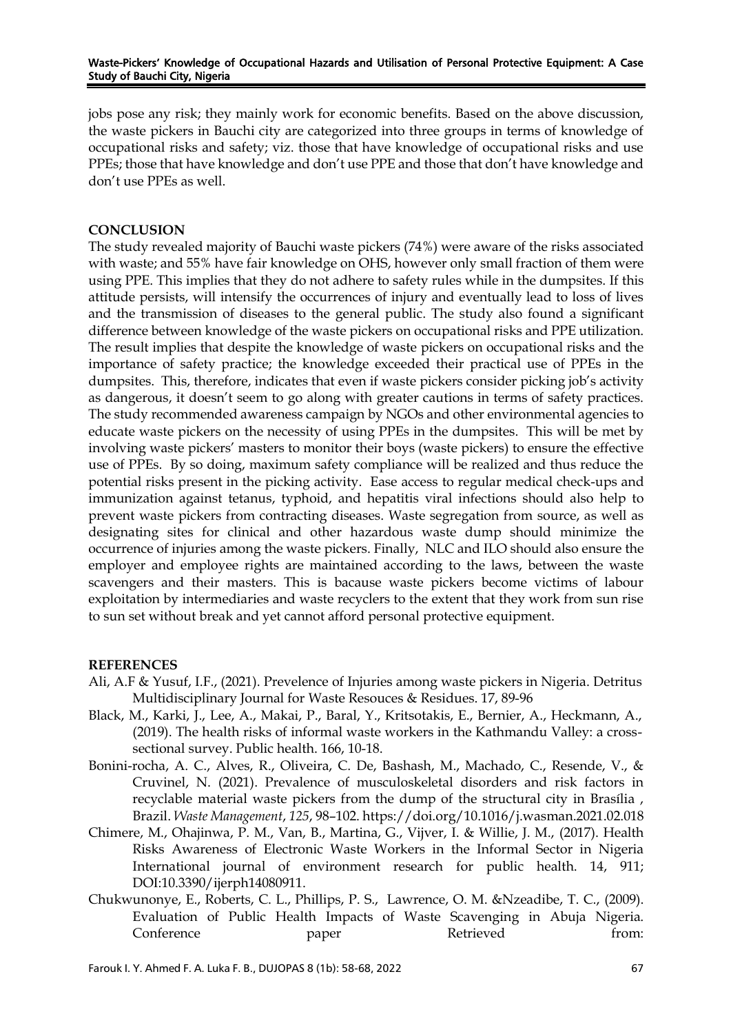jobs pose any risk; they mainly work for economic benefits. Based on the above discussion, the waste pickers in Bauchi city are categorized into three groups in terms of knowledge of occupational risks and safety; viz. those that have knowledge of occupational risks and use PPEs; those that have knowledge and don't use PPE and those that don't have knowledge and don't use PPEs as well.

## CONCLUSION

The study revealed majority of Bauchi waste pickers (74%) were aware of the risks associated with waste; and 55% have fair knowledge on OHS, however only small fraction of them were using PPE. This implies that they do not adhere to safety rules while in the dumpsites. If this attitude persists, will intensify the occurrences of injury and eventually lead to loss of lives and the transmission of diseases to the general public. The study also found a significant difference between knowledge of the waste pickers on occupational risks and PPE utilization. The result implies that despite the knowledge of waste pickers on occupational risks and the importance of safety practice; the knowledge exceeded their practical use of PPEs in the dumpsites. This, therefore, indicates that even if waste pickers consider picking job's activity as dangerous, it doesn't seem to go along with greater cautions in terms of safety practices. The study recommended awareness campaign by NGOs and other environmental agencies to educate waste pickers on the necessity of using PPEs in the dumpsites. This will be met by involving waste pickers' masters to monitor their boys (waste pickers) to ensure the effective use of PPEs. By so doing, maximum safety compliance will be realized and thus reduce the potential risks present in the picking activity. Ease access to regular medical check-ups and immunization against tetanus, typhoid, and hepatitis viral infections should also help to prevent waste pickers from contracting diseases. Waste segregation from source, as well as designating sites for clinical and other hazardous waste dump should minimize the occurrence of injuries among the waste pickers. Finally, NLC and ILO should also ensure the employer and employee rights are maintained according to the laws, between the waste scavengers and their masters. This is bacause waste pickers become victims of labour exploitation by intermediaries and waste recyclers to the extent that they work from sun rise to sun set without break and yet cannot afford personal protective equipment.

## REFERENCES

Ali, A.F & Yusuf, I.F., (2021). Prevelence of Injuries among waste pickers in Nigeria. Detritus Multidisciplinary Journal for Waste Resouces & Residues. 17, 89-96

Black, M., Karki, J., Lee, A., Makai, P., Baral, Y., Kritsotakis, E., Bernier, A., Heckmann, A., (2019). The health risks of informal waste workers in the Kathmandu Valley: a cross-sectional survey. Public health. 166, 10-18.

Bonini-rocha, A. C., Alves, R., Oliveira, C. De, Bashash, M., Machado, C., Resende, V., & Cruvinel, N. (2021). Prevalence of musculoskeletal disorders and risk factors in recyclable material waste pickers from the dump of the structural city in Brasília , Brazil. *Waste Management*, *125*, 98–102. https://doi.org/10.1016/j.wasman.2021.02.018

Chimere, M., Ohajinwa, P. M., Van, B., Martina, G., Vijver, I. & Willie, J. M., (2017). Health Risks Awareness of Electronic Waste Workers in the Informal Sector in Nigeria International journal of environment research for public health. 14, 911; DOI:10.3390/ijerph14080911.

Chukwunonye, E., Roberts, C. L., Phillips, P. S., Lawrence, O. M. &Nzeadibe, T. C., (2009). Evaluation of Public Health Impacts of Waste Scavenging in Abuja Nigeria. Conference paper Retrieved from: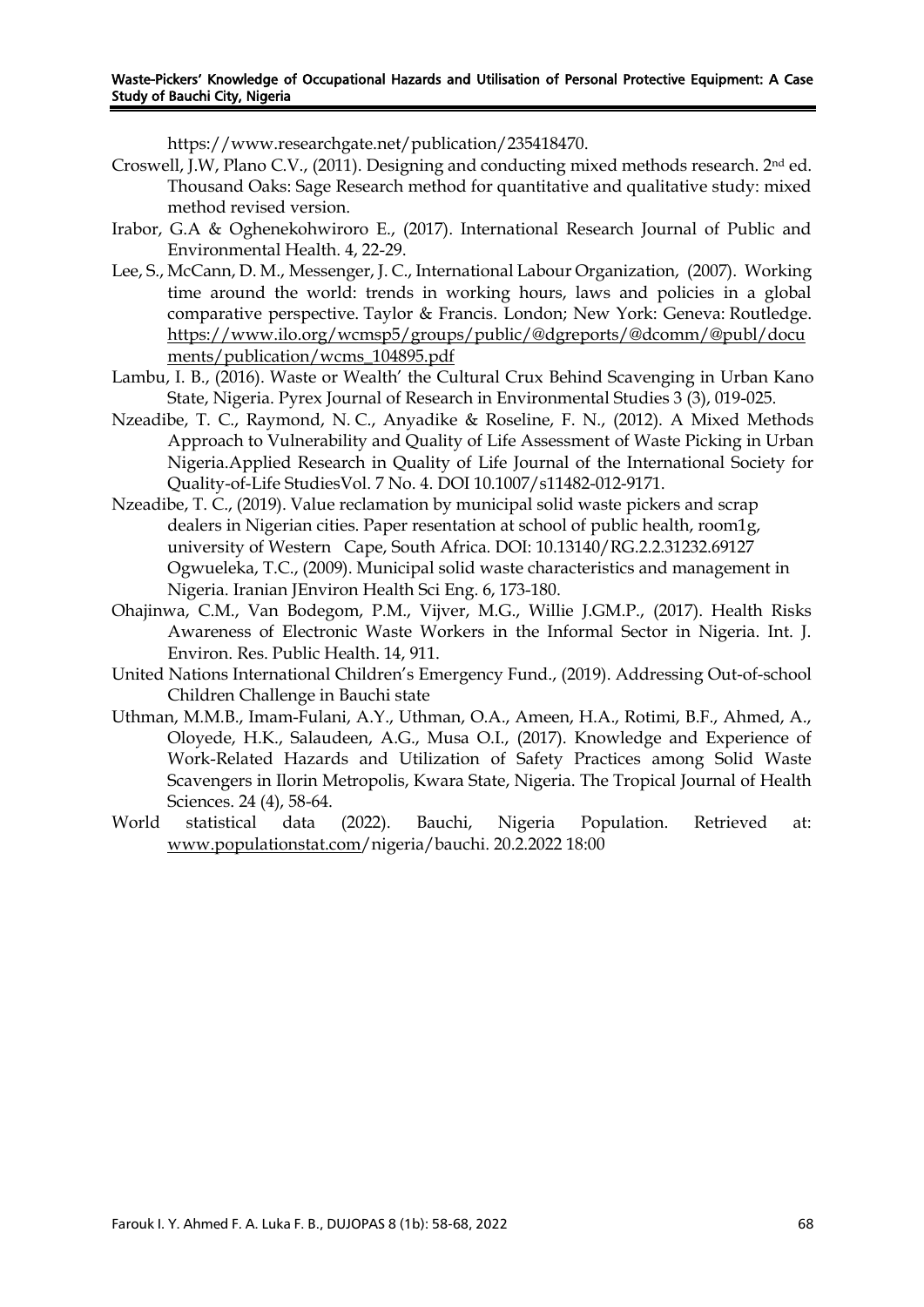https://www.researchgate.net/publication/235418470.

Croswell, J.W, Plano C.V., (2011). Designing and conducting mixed methods research. 2nd ed. Thousand Oaks: Sage Research method for quantitative and qualitative study: mixed method revised version.

Irabor, G.A & Oghenekohwiroro E., (2017). International Research Journal of Public and Environmental Health. 4, 22-29.

Lee, S., McCann, D. M., Messenger, J. C., International Labour Organization, (2007). Working time around the world: trends in working hours, laws and policies in a global comparative perspective. Taylor & Francis. London; New York: Geneva: Routledge. https://www.ilo.org/wcmsp5/groups/public/@dgreports/@dcomm/@publ/documents/publication/wcms_104895.pdf

Lambu, I. B., (2016). Waste or Wealth' the Cultural Crux Behind Scavenging in Urban Kano State, Nigeria. Pyrex Journal of Research in Environmental Studies 3 (3), 019-025.

Nzeadibe, T. C., Raymond, N. C., Anyadike & Roseline, F. N., (2012). A Mixed Methods Approach to Vulnerability and Quality of Life Assessment of Waste Picking in Urban Nigeria.Applied Research in Quality of Life Journal of the International Society for Quality-of-Life StudiesVol. 7 No. 4. DOI 10.1007/s11482-012-9171.

Nzeadibe, T. C., (2019). Value reclamation by municipal solid waste pickers and scrap dealers in Nigerian cities. Paper resentation at school of public health, room1g, university of Western Cape, South Africa. DOI: 10.13140/RG.2.2.31232.69127 Ogwueleka, T.C., (2009). Municipal solid waste characteristics and management in Nigeria. Iranian JEnviron Health Sci Eng. 6, 173-180.

Ohajinwa, C.M., Van Bodegom, P.M., Vijver, M.G., Willie J.GM.P., (2017). Health Risks Awareness of Electronic Waste Workers in the Informal Sector in Nigeria. Int. J. Environ. Res. Public Health. 14, 911.

United Nations International Children's Emergency Fund., (2019). Addressing Out-of-school Children Challenge in Bauchi state

Uthman, M.M.B., Imam-Fulani, A.Y., Uthman, O.A., Ameen, H.A., Rotimi, B.F., Ahmed, A., Oloyede, H.K., Salaudeen, A.G., Musa O.I., (2017). Knowledge and Experience of Work-Related Hazards and Utilization of Safety Practices among Solid Waste Scavengers in Ilorin Metropolis, Kwara State, Nigeria. The Tropical Journal of Health Sciences. 24 (4), 58-64.

World statistical data (2022). Bauchi, Nigeria Population. Retrieved at: www.populationstat.com/nigeria/bauchi. 20.2.2022 18:00